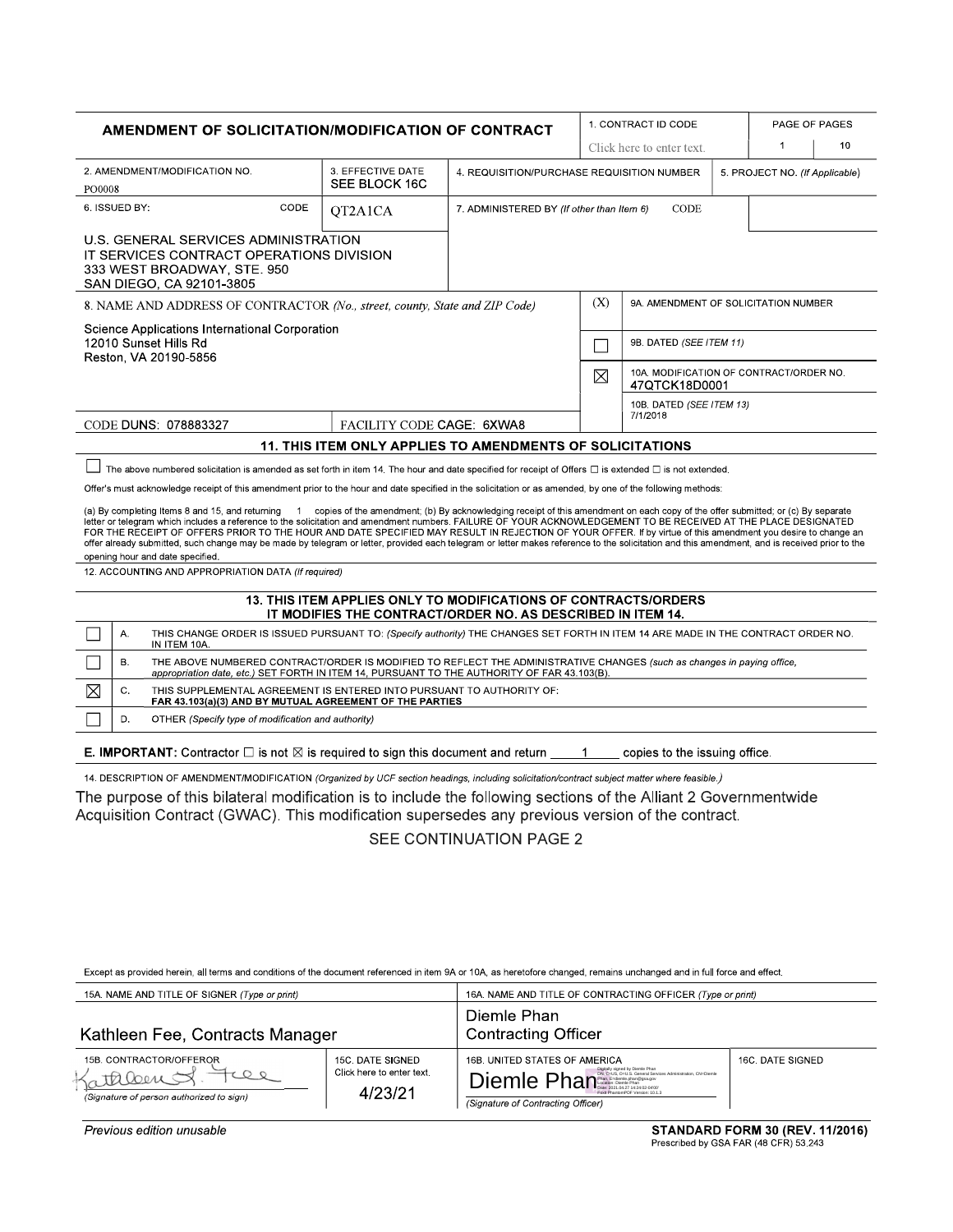# AMENDMENT OF SOLICITATION/MODIFICATION OF CONTRACT

| 1. CONTRACT ID CODE | PAGE OF PAGES |
|---|---|
| Click here to enter text. | 1 10 |

| 2. AMENDMENT/MODIFICATION NO. | 3. EFFECTIVE DATE | 4. REQUISITION/PURCHASE REQUISITION NUMBER | 5. PROJECT NO. (If Applicable) |
|---|---|---|---|
| PO0008 | SEE BLOCK 16C | | |

| 6. ISSUED BY: CODE | 7. ADMINISTERED BY (If other than Item 6) CODE |
|---|---|
| QT2A1CA | |
| U.S. GENERAL SERVICES ADMINISTRATION<br>IT SERVICES CONTRACT OPERATIONS DIVISION<br>333 WEST BROADWAY, STE. 950<br>SAN DIEGO, CA 92101-3805 | |

**8. NAME AND ADDRESS OF CONTRACTOR** *(No., street, county, State and ZIP Code)*

Science Applications International Corporation
12010 Sunset Hills Rd
Reston, VA 20190-5856

CODE DUNS: 078883327 | FACILITY CODE CAGE: 6XWA8

| (X) | |
|---|---|
| | 9A. AMENDMENT OF SOLICITATION NUMBER |
| ☐ | 9B. DATED (SEE ITEM 11) |
| ☒ | 10A. MODIFICATION OF CONTRACT/ORDER NO. 47QTCK18D0001 |
| | 10B. DATED (SEE ITEM 13) 7/1/2018 |

## 11. THIS ITEM ONLY APPLIES TO AMENDMENTS OF SOLICITATIONS

☐ The above numbered solicitation is amended as set forth in item 14. The hour and date specified for receipt of Offers ☐ is extended ☐ is not extended.

Offer's must acknowledge receipt of this amendment prior to the hour and date specified in the solicitation or as amended, by one of the following methods:

(a) By completing Items 8 and 15, and returning 1 copies of the amendment; (b) By acknowledging receipt of this amendment on each copy of the offer submitted; or (c) By separate letter or telegram which includes a reference to the solicitation and amendment numbers. FAILURE OF YOUR ACKNOWLEDGEMENT TO BE RECEIVED AT THE PLACE DESIGNATED FOR THE RECEIPT OF OFFERS PRIOR TO THE HOUR AND DATE SPECIFIED MAY RESULT IN REJECTION OF YOUR OFFER. If by virtue of this amendment you desire to change an offer already submitted, such change may be made by telegram or letter, provided each telegram or letter makes reference to the solicitation and this amendment, and is received prior to the opening hour and date specified.

12. ACCOUNTING AND APPROPRIATION DATA *(If required)*

## 13. THIS ITEM APPLIES ONLY TO MODIFICATIONS OF CONTRACTS/ORDERS IT MODIFIES THE CONTRACT/ORDER NO. AS DESCRIBED IN ITEM 14.

| | | |
|---|---|---|
| ☐ | A. | THIS CHANGE ORDER IS ISSUED PURSUANT TO: *(Specify authority)* THE CHANGES SET FORTH IN ITEM 14 ARE MADE IN THE CONTRACT ORDER NO. IN ITEM 10A. |
| ☐ | B. | THE ABOVE NUMBERED CONTRACT/ORDER IS MODIFIED TO REFLECT THE ADMINISTRATIVE CHANGES *(such as changes in paying office, appropriation date, etc.)* SET FORTH IN ITEM 14, PURSUANT TO THE AUTHORITY OF FAR 43.103(B). |
| ☒ | C. | THIS SUPPLEMENTAL AGREEMENT IS ENTERED INTO PURSUANT TO AUTHORITY OF: **FAR 43.103(a)(3) AND BY MUTUAL AGREEMENT OF THE PARTIES** |
| ☐ | D. | OTHER *(Specify type of modification and authority)* |

**E. IMPORTANT:** Contractor ☐ is not ☒ is required to sign this document and return 1 copies to the issuing office.

14. DESCRIPTION OF AMENDMENT/MODIFICATION *(Organized by UCF section headings, including solicitation/contract subject matter where feasible.)*

The purpose of this bilateral modification is to include the following sections of the Alliant 2 Governmentwide Acquisition Contract (GWAC). This modification supersedes any previous version of the contract.

SEE CONTINUATION PAGE 2

Except as provided herein, all terms and conditions of the document referenced in item 9A or 10A, as heretofore changed, remains unchanged and in full force and effect.

| 15A. NAME AND TITLE OF SIGNER *(Type or print)* | | 16A. NAME AND TITLE OF CONTRACTING OFFICER *(Type or print)* | |
|---|---|---|---|
| Kathleen Fee, Contracts Manager | | Diemle Phan<br>Contracting Officer | |
| 15B. CONTRACTOR/OFFEROR | 15C. DATE SIGNED | 16B. UNITED STATES OF AMERICA | 16C. DATE SIGNED |
| Kathleen S. Fee<br>*(Signature of person authorized to sign)* | Click here to enter text.<br>4/23/21 | Diemle Phan (Digitally signed by Diemle Phan, Date: 2021.04.27 14:24:02 -04'00')<br>*(Signature of Contracting Officer)* | |

*Previous edition unusable*

**STANDARD FORM 30 (REV. 11/2016)**
Prescribed by GSA FAR (48 CFR) 53.243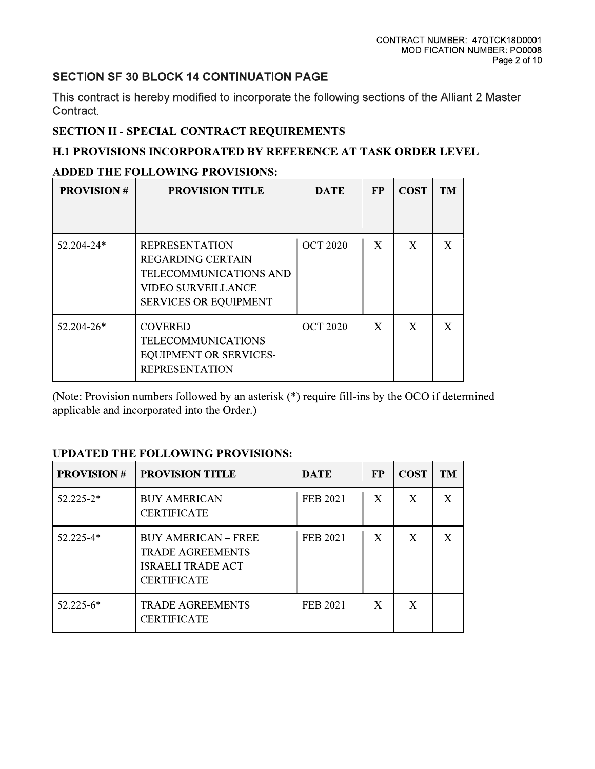## SECTION SF 30 BLOCK 14 CONTINUATION PAGE

This contract is hereby modified to incorporate the following sections of the Alliant 2 Master Contract.

### SECTION H - SPECIAL CONTRACT REQUIREMENTS

### H.1 PROVISIONS INCORPORATED BY REFERENCE AT TASK ORDER LEVEL

**ADDED THE FOLLOWING PROVISIONS:**

| PROVISION # | PROVISION TITLE | DATE | FP | COST | TM |
|---|---|---|---|---|---|
| 52.204-24* | REPRESENTATION REGARDING CERTAIN TELECOMMUNICATIONS AND VIDEO SURVEILLANCE SERVICES OR EQUIPMENT | OCT 2020 | X | X | X |
| 52.204-26* | COVERED TELECOMMUNICATIONS EQUIPMENT OR SERVICES-REPRESENTATION | OCT 2020 | X | X | X |

(Note: Provision numbers followed by an asterisk (*) require fill-ins by the OCO if determined applicable and incorporated into the Order.)

**UPDATED THE FOLLOWING PROVISIONS:**

| PROVISION # | PROVISION TITLE | DATE | FP | COST | TM |
|---|---|---|---|---|---|
| 52.225-2* | BUY AMERICAN CERTIFICATE | FEB 2021 | X | X | X |
| 52.225-4* | BUY AMERICAN – FREE TRADE AGREEMENTS – ISRAELI TRADE ACT CERTIFICATE | FEB 2021 | X | X | X |
| 52.225-6* | TRADE AGREEMENTS CERTIFICATE | FEB 2021 | X | X | |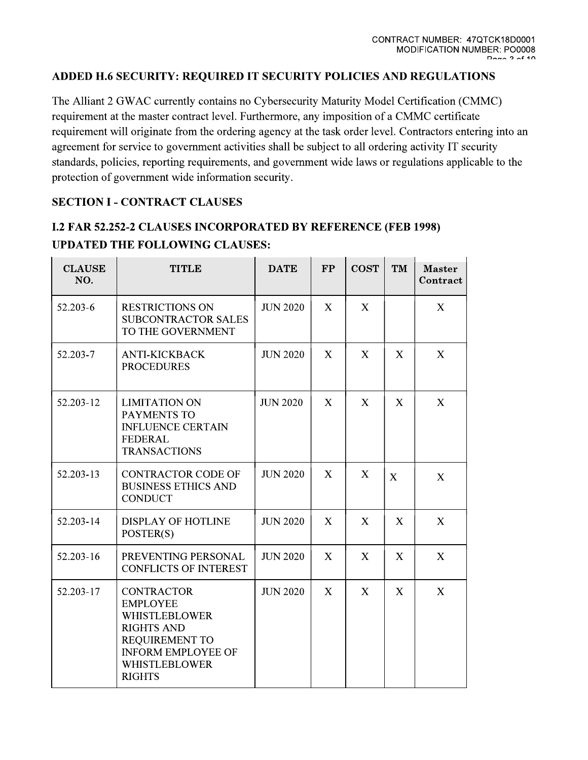## ADDED H.6 SECURITY: REQUIRED IT SECURITY POLICIES AND REGULATIONS

The Alliant 2 GWAC currently contains no Cybersecurity Maturity Model Certification (CMMC) requirement at the master contract level. Furthermore, any imposition of a CMMC certificate requirement will originate from the ordering agency at the task order level. Contractors entering into an agreement for service to government activities shall be subject to all ordering activity IT security standards, policies, reporting requirements, and government wide laws or regulations applicable to the protection of government wide information security.

## SECTION I - CONTRACT CLAUSES

### I.2 FAR 52.252-2 CLAUSES INCORPORATED BY REFERENCE (FEB 1998)
### UPDATED THE FOLLOWING CLAUSES:

| CLAUSE NO. | TITLE | DATE | FP | COST | TM | Master Contract |
|---|---|---|---|---|---|---|
| 52.203-6 | RESTRICTIONS ON SUBCONTRACTOR SALES TO THE GOVERNMENT | JUN 2020 | X | X | | X |
| 52.203-7 | ANTI-KICKBACK PROCEDURES | JUN 2020 | X | X | X | X |
| 52.203-12 | LIMITATION ON PAYMENTS TO INFLUENCE CERTAIN FEDERAL TRANSACTIONS | JUN 2020 | X | X | X | X |
| 52.203-13 | CONTRACTOR CODE OF BUSINESS ETHICS AND CONDUCT | JUN 2020 | X | X | X | X |
| 52.203-14 | DISPLAY OF HOTLINE POSTER(S) | JUN 2020 | X | X | X | X |
| 52.203-16 | PREVENTING PERSONAL CONFLICTS OF INTEREST | JUN 2020 | X | X | X | X |
| 52.203-17 | CONTRACTOR EMPLOYEE WHISTLEBLOWER RIGHTS AND REQUIREMENT TO INFORM EMPLOYEE OF WHISTLEBLOWER RIGHTS | JUN 2020 | X | X | X | X |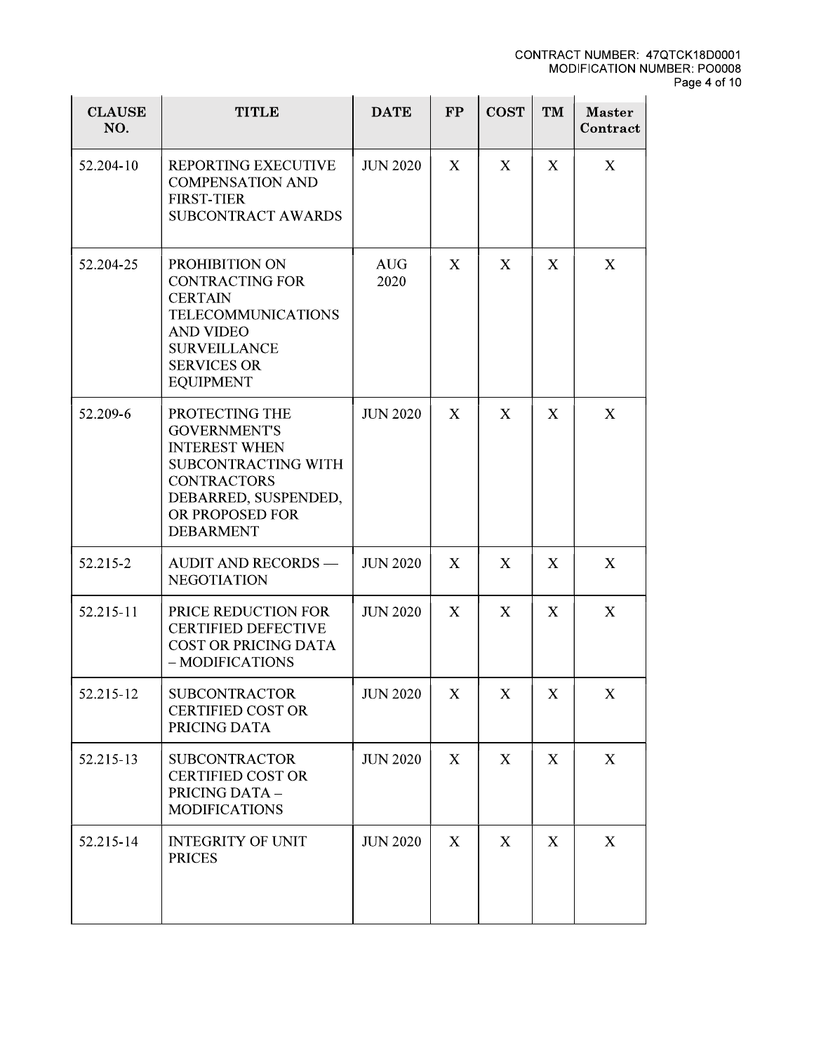| CLAUSE NO. | TITLE | DATE | FP | COST | TM | Master Contract |
|---|---|---|---|---|---|---|
| 52.204-10 | REPORTING EXECUTIVE COMPENSATION AND FIRST-TIER SUBCONTRACT AWARDS | JUN 2020 | X | X | X | X |
| 52.204-25 | PROHIBITION ON CONTRACTING FOR CERTAIN TELECOMMUNICATIONS AND VIDEO SURVEILLANCE SERVICES OR EQUIPMENT | AUG 2020 | X | X | X | X |
| 52.209-6 | PROTECTING THE GOVERNMENT'S INTEREST WHEN SUBCONTRACTING WITH CONTRACTORS DEBARRED, SUSPENDED, OR PROPOSED FOR DEBARMENT | JUN 2020 | X | X | X | X |
| 52.215-2 | AUDIT AND RECORDS — NEGOTIATION | JUN 2020 | X | X | X | X |
| 52.215-11 | PRICE REDUCTION FOR CERTIFIED DEFECTIVE COST OR PRICING DATA – MODIFICATIONS | JUN 2020 | X | X | X | X |
| 52.215-12 | SUBCONTRACTOR CERTIFIED COST OR PRICING DATA | JUN 2020 | X | X | X | X |
| 52.215-13 | SUBCONTRACTOR CERTIFIED COST OR PRICING DATA – MODIFICATIONS | JUN 2020 | X | X | X | X |
| 52.215-14 | INTEGRITY OF UNIT PRICES | JUN 2020 | X | X | X | X |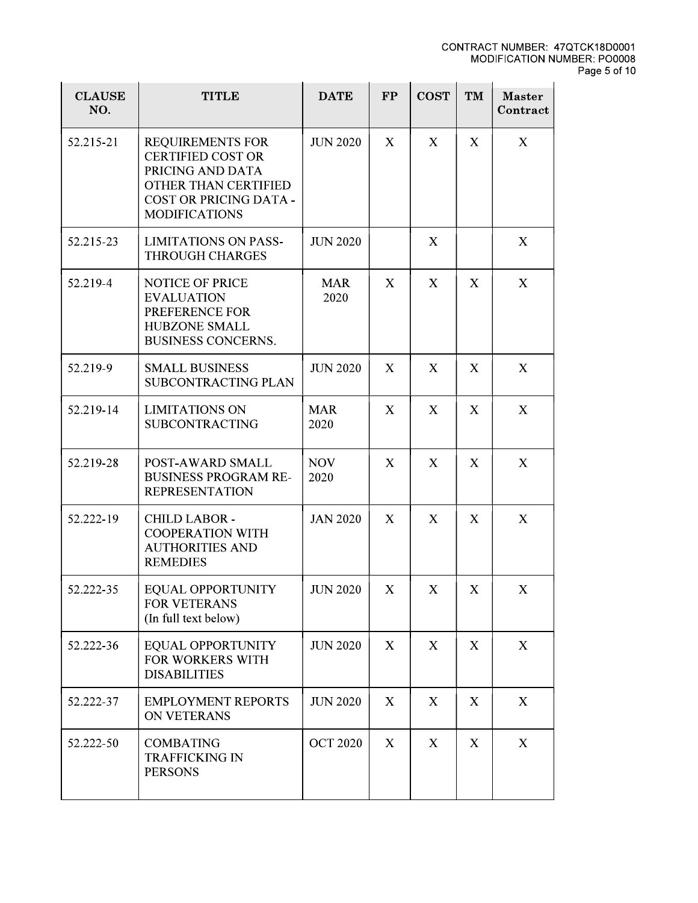| CLAUSE NO. | TITLE | DATE | FP | COST | TM | Master Contract |
|---|---|---|---|---|---|---|
| 52.215-21 | REQUIREMENTS FOR CERTIFIED COST OR PRICING AND DATA OTHER THAN CERTIFIED COST OR PRICING DATA - MODIFICATIONS | JUN 2020 | X | X | X | X |
| 52.215-23 | LIMITATIONS ON PASS-THROUGH CHARGES | JUN 2020 | | X | | X |
| 52.219-4 | NOTICE OF PRICE EVALUATION PREFERENCE FOR HUBZONE SMALL BUSINESS CONCERNS. | MAR 2020 | X | X | X | X |
| 52.219-9 | SMALL BUSINESS SUBCONTRACTING PLAN | JUN 2020 | X | X | X | X |
| 52.219-14 | LIMITATIONS ON SUBCONTRACTING | MAR 2020 | X | X | X | X |
| 52.219-28 | POST-AWARD SMALL BUSINESS PROGRAM RE-REPRESENTATION | NOV 2020 | X | X | X | X |
| 52.222-19 | CHILD LABOR - COOPERATION WITH AUTHORITIES AND REMEDIES | JAN 2020 | X | X | X | X |
| 52.222-35 | EQUAL OPPORTUNITY FOR VETERANS (In full text below) | JUN 2020 | X | X | X | X |
| 52.222-36 | EQUAL OPPORTUNITY FOR WORKERS WITH DISABILITIES | JUN 2020 | X | X | X | X |
| 52.222-37 | EMPLOYMENT REPORTS ON VETERANS | JUN 2020 | X | X | X | X |
| 52.222-50 | COMBATING TRAFFICKING IN PERSONS | OCT 2020 | X | X | X | X |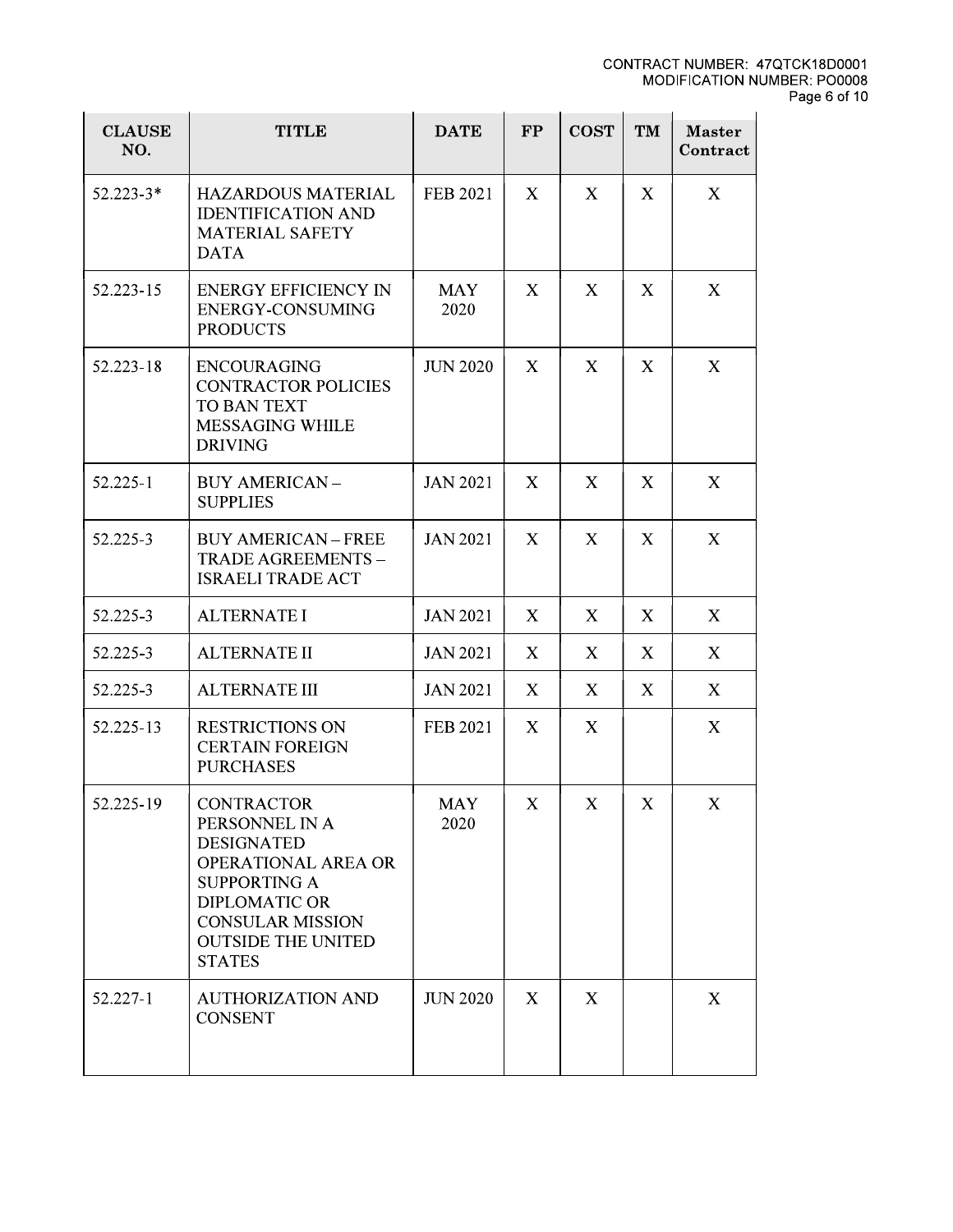| CLAUSE NO. | TITLE | DATE | FP | COST | TM | Master Contract |
|---|---|---|---|---|---|---|
| 52.223-3* | HAZARDOUS MATERIAL IDENTIFICATION AND MATERIAL SAFETY DATA | FEB 2021 | X | X | X | X |
| 52.223-15 | ENERGY EFFICIENCY IN ENERGY-CONSUMING PRODUCTS | MAY 2020 | X | X | X | X |
| 52.223-18 | ENCOURAGING CONTRACTOR POLICIES TO BAN TEXT MESSAGING WHILE DRIVING | JUN 2020 | X | X | X | X |
| 52.225-1 | BUY AMERICAN – SUPPLIES | JAN 2021 | X | X | X | X |
| 52.225-3 | BUY AMERICAN – FREE TRADE AGREEMENTS – ISRAELI TRADE ACT | JAN 2021 | X | X | X | X |
| 52.225-3 | ALTERNATE I | JAN 2021 | X | X | X | X |
| 52.225-3 | ALTERNATE II | JAN 2021 | X | X | X | X |
| 52.225-3 | ALTERNATE III | JAN 2021 | X | X | X | X |
| 52.225-13 | RESTRICTIONS ON CERTAIN FOREIGN PURCHASES | FEB 2021 | X | X | | X |
| 52.225-19 | CONTRACTOR PERSONNEL IN A DESIGNATED OPERATIONAL AREA OR SUPPORTING A DIPLOMATIC OR CONSULAR MISSION OUTSIDE THE UNITED STATES | MAY 2020 | X | X | X | X |
| 52.227-1 | AUTHORIZATION AND CONSENT | JUN 2020 | X | X | | X |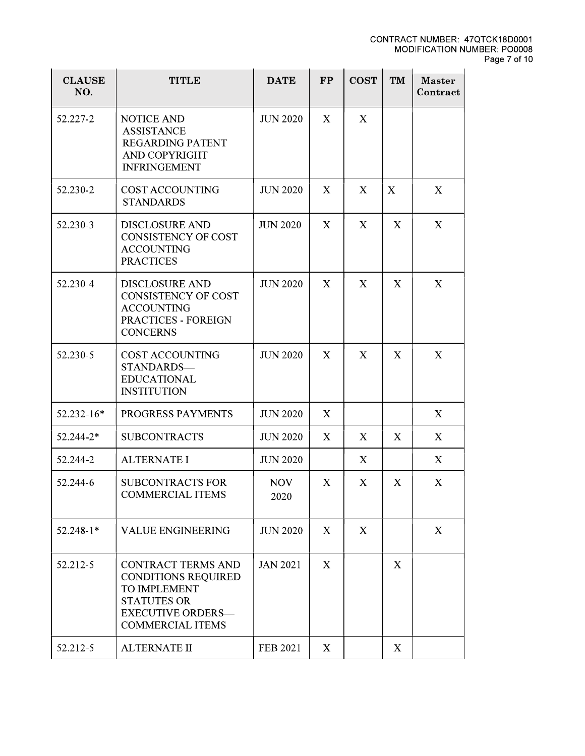| CLAUSE NO. | TITLE | DATE | FP | COST | TM | Master Contract |
| --- | --- | --- | --- | --- | --- | --- |
| 52.227-2 | NOTICE AND ASSISTANCE REGARDING PATENT AND COPYRIGHT INFRINGEMENT | JUN 2020 | X | X | | |
| 52.230-2 | COST ACCOUNTING STANDARDS | JUN 2020 | X | X | X | X |
| 52.230-3 | DISCLOSURE AND CONSISTENCY OF COST ACCOUNTING PRACTICES | JUN 2020 | X | X | X | X |
| 52.230-4 | DISCLOSURE AND CONSISTENCY OF COST ACCOUNTING PRACTICES - FOREIGN CONCERNS | JUN 2020 | X | X | X | X |
| 52.230-5 | COST ACCOUNTING STANDARDS— EDUCATIONAL INSTITUTION | JUN 2020 | X | X | X | X |
| 52.232-16* | PROGRESS PAYMENTS | JUN 2020 | X | | | X |
| 52.244-2* | SUBCONTRACTS | JUN 2020 | X | X | X | X |
| 52.244-2 | ALTERNATE I | JUN 2020 | | X | | X |
| 52.244-6 | SUBCONTRACTS FOR COMMERCIAL ITEMS | NOV 2020 | X | X | X | X |
| 52.248-1* | VALUE ENGINEERING | JUN 2020 | X | X | | X |
| 52.212-5 | CONTRACT TERMS AND CONDITIONS REQUIRED TO IMPLEMENT STATUTES OR EXECUTIVE ORDERS— COMMERCIAL ITEMS | JAN 2021 | X | | X | |
| 52.212-5 | ALTERNATE II | FEB 2021 | X | | X | |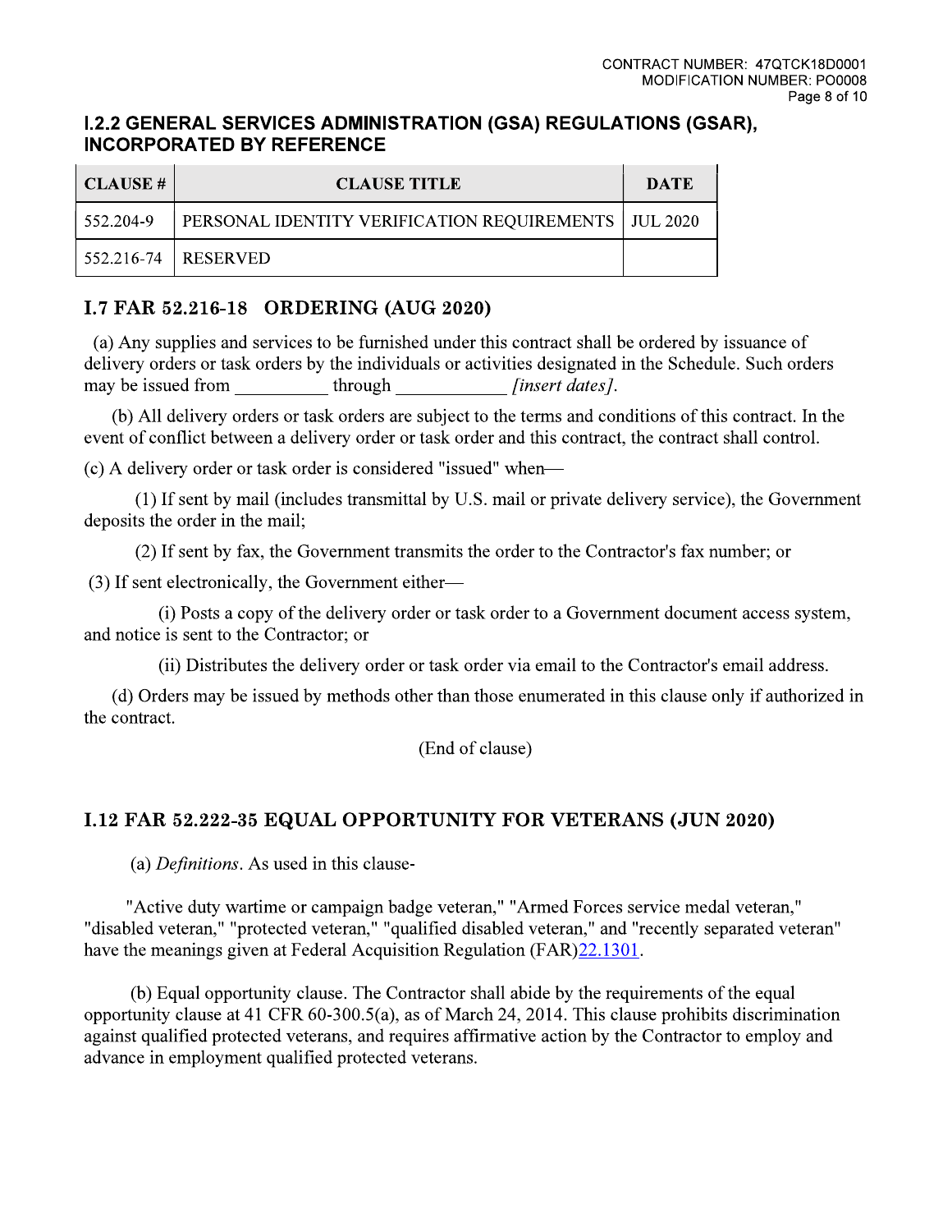## I.2.2 GENERAL SERVICES ADMINISTRATION (GSA) REGULATIONS (GSAR), INCORPORATED BY REFERENCE

| CLAUSE # | CLAUSE TITLE | DATE |
|---|---|---|
| 552.204-9 | PERSONAL IDENTITY VERIFICATION REQUIREMENTS | JUL 2020 |
| 552.216-74 | RESERVED | |

## I.7 FAR 52.216-18 ORDERING (AUG 2020)

(a) Any supplies and services to be furnished under this contract shall be ordered by issuance of delivery orders or task orders by the individuals or activities designated in the Schedule. Such orders may be issued from __________ through ____________ *[insert dates]*.

(b) All delivery orders or task orders are subject to the terms and conditions of this contract. In the event of conflict between a delivery order or task order and this contract, the contract shall control.

(c) A delivery order or task order is considered "issued" when—

(1) If sent by mail (includes transmittal by U.S. mail or private delivery service), the Government deposits the order in the mail;

(2) If sent by fax, the Government transmits the order to the Contractor's fax number; or

(3) If sent electronically, the Government either—

(i) Posts a copy of the delivery order or task order to a Government document access system, and notice is sent to the Contractor; or

(ii) Distributes the delivery order or task order via email to the Contractor's email address.

(d) Orders may be issued by methods other than those enumerated in this clause only if authorized in the contract.

(End of clause)

## I.12 FAR 52.222-35 EQUAL OPPORTUNITY FOR VETERANS (JUN 2020)

(a) *Definitions*. As used in this clause-

"Active duty wartime or campaign badge veteran," "Armed Forces service medal veteran," "disabled veteran," "protected veteran," "qualified disabled veteran," and "recently separated veteran" have the meanings given at Federal Acquisition Regulation (FAR)22.1301.

(b) Equal opportunity clause. The Contractor shall abide by the requirements of the equal opportunity clause at 41 CFR 60-300.5(a), as of March 24, 2014. This clause prohibits discrimination against qualified protected veterans, and requires affirmative action by the Contractor to employ and advance in employment qualified protected veterans.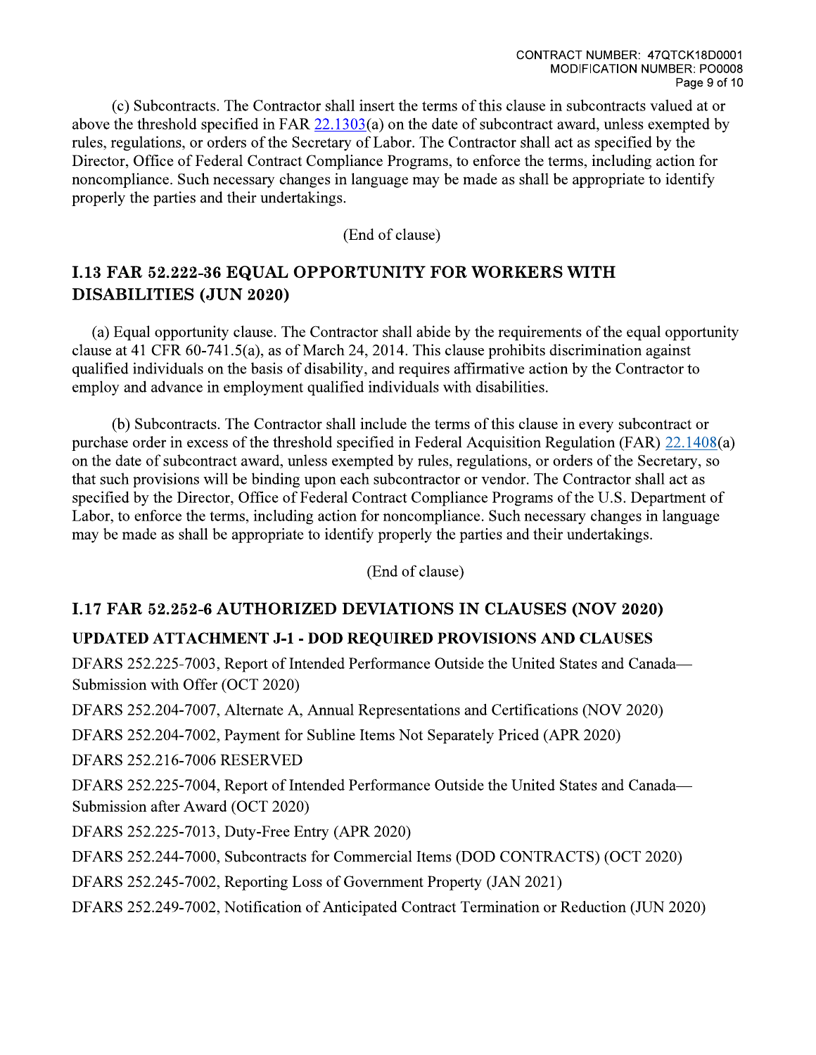(c) Subcontracts. The Contractor shall insert the terms of this clause in subcontracts valued at or above the threshold specified in FAR 22.1303(a) on the date of subcontract award, unless exempted by rules, regulations, or orders of the Secretary of Labor. The Contractor shall act as specified by the Director, Office of Federal Contract Compliance Programs, to enforce the terms, including action for noncompliance. Such necessary changes in language may be made as shall be appropriate to identify properly the parties and their undertakings.

(End of clause)

## I.13 FAR 52.222-36 EQUAL OPPORTUNITY FOR WORKERS WITH DISABILITIES (JUN 2020)

(a) Equal opportunity clause. The Contractor shall abide by the requirements of the equal opportunity clause at 41 CFR 60-741.5(a), as of March 24, 2014. This clause prohibits discrimination against qualified individuals on the basis of disability, and requires affirmative action by the Contractor to employ and advance in employment qualified individuals with disabilities.

(b) Subcontracts. The Contractor shall include the terms of this clause in every subcontract or purchase order in excess of the threshold specified in Federal Acquisition Regulation (FAR) 22.1408(a) on the date of subcontract award, unless exempted by rules, regulations, or orders of the Secretary, so that such provisions will be binding upon each subcontractor or vendor. The Contractor shall act as specified by the Director, Office of Federal Contract Compliance Programs of the U.S. Department of Labor, to enforce the terms, including action for noncompliance. Such necessary changes in language may be made as shall be appropriate to identify properly the parties and their undertakings.

(End of clause)

## I.17 FAR 52.252-6 AUTHORIZED DEVIATIONS IN CLAUSES (NOV 2020)

### UPDATED ATTACHMENT J-1 - DOD REQUIRED PROVISIONS AND CLAUSES

DFARS 252.225-7003, Report of Intended Performance Outside the United States and Canada—Submission with Offer (OCT 2020)

DFARS 252.204-7007, Alternate A, Annual Representations and Certifications (NOV 2020)

DFARS 252.204-7002, Payment for Subline Items Not Separately Priced (APR 2020)

DFARS 252.216-7006 RESERVED

DFARS 252.225-7004, Report of Intended Performance Outside the United States and Canada—Submission after Award (OCT 2020)

DFARS 252.225-7013, Duty-Free Entry (APR 2020)

DFARS 252.244-7000, Subcontracts for Commercial Items (DOD CONTRACTS) (OCT 2020)

DFARS 252.245-7002, Reporting Loss of Government Property (JAN 2021)

DFARS 252.249-7002, Notification of Anticipated Contract Termination or Reduction (JUN 2020)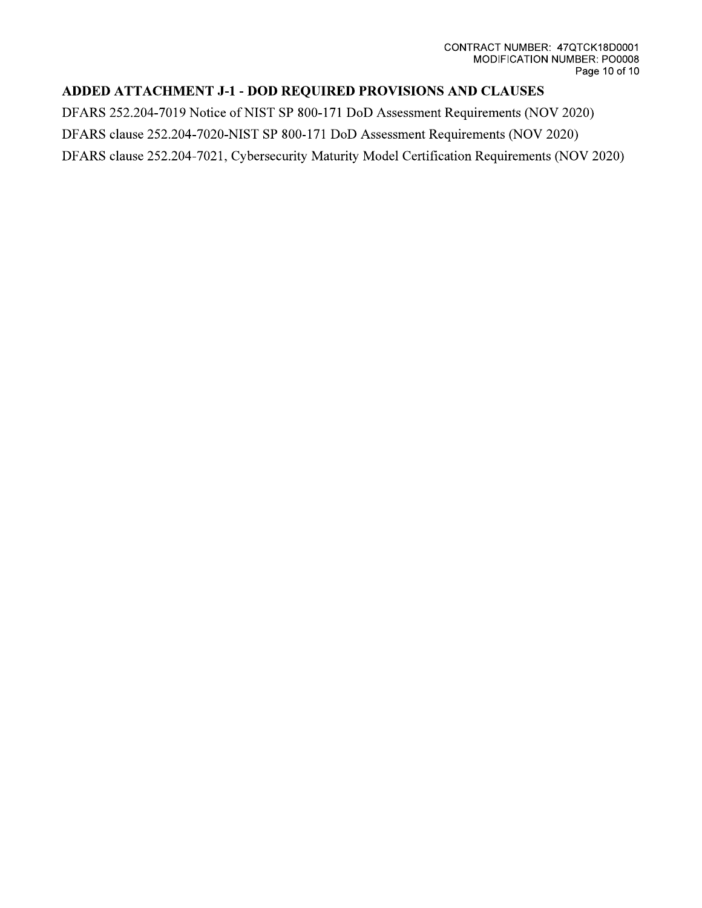## ADDED ATTACHMENT J-1 - DOD REQUIRED PROVISIONS AND CLAUSES

DFARS 252.204-7019 Notice of NIST SP 800-171 DoD Assessment Requirements (NOV 2020)

DFARS clause 252.204-7020-NIST SP 800-171 DoD Assessment Requirements (NOV 2020)

DFARS clause 252.204-7021, Cybersecurity Maturity Model Certification Requirements (NOV 2020)